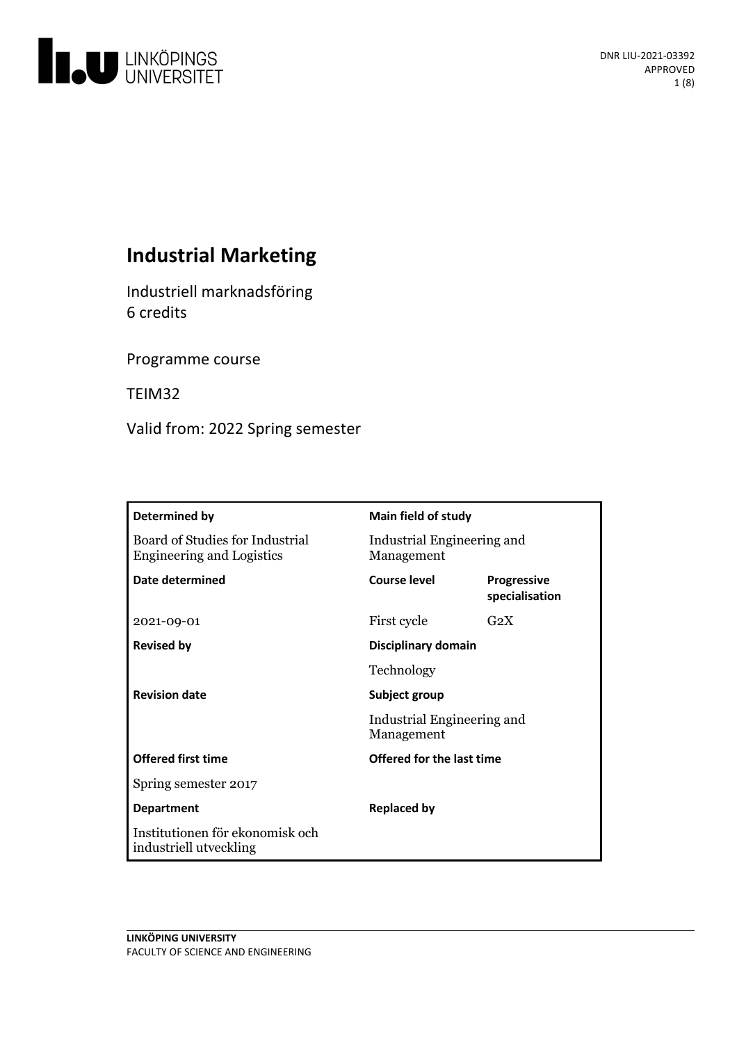DNR LIU-2021-03392
APPROVED

# Industrial Marketing

Industriell marknadsföring
6 credits

Programme course

TEIM32

Valid from: 2022 Spring semester

| **Determined by** | **Main field of study** | |
|---|---|---|
| Board of Studies for Industrial Engineering and Logistics | Industrial Engineering and Management | |
| **Date determined** | **Course level** | **Progressive specialisation** |
| 2021-09-01 | First cycle | G2X |
| **Revised by** | **Disciplinary domain** | |
| | Technology | |
| **Revision date** | **Subject group** | |
| | Industrial Engineering and Management | |
| **Offered first time** | **Offered for the last time** | |
| Spring semester 2017 | | |
| **Department** | **Replaced by** | |
| Institutionen för ekonomisk och industriell utveckling | | |

LINKÖPING UNIVERSITY
FACULTY OF SCIENCE AND ENGINEERING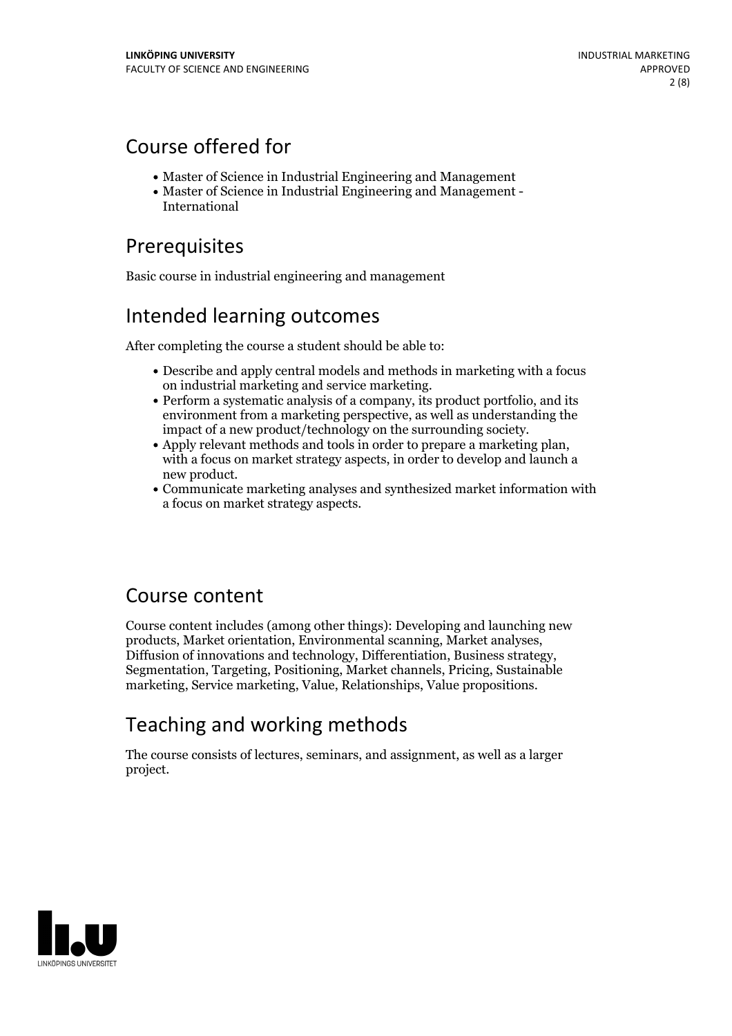## Course offered for

- Master of Science in Industrial Engineering and Management
- Master of Science in Industrial Engineering and Management - International

## Prerequisites

Basic course in industrial engineering and management

## Intended learning outcomes

After completing the course a student should be able to:

- Describe and apply central models and methods in marketing with a focus on industrial marketing and service marketing.
- Perform a systematic analysis of a company, its product portfolio, and its environment from a marketing perspective, as well as understanding the impact of a new product/technology on the surrounding society.
- Apply relevant methods and tools in order to prepare a marketing plan, with a focus on market strategy aspects, in order to develop and launch a new product.
- Communicate marketing analyses and synthesized market information with a focus on market strategy aspects.

## Course content

Course content includes (among other things): Developing and launching new products, Market orientation, Environmental scanning, Market analyses, Diffusion of innovations and technology, Differentiation, Business strategy, Segmentation, Targeting, Positioning, Market channels, Pricing, Sustainable marketing, Service marketing, Value, Relationships, Value propositions.

## Teaching and working methods

The course consists of lectures, seminars, and assignment, as well as a larger project.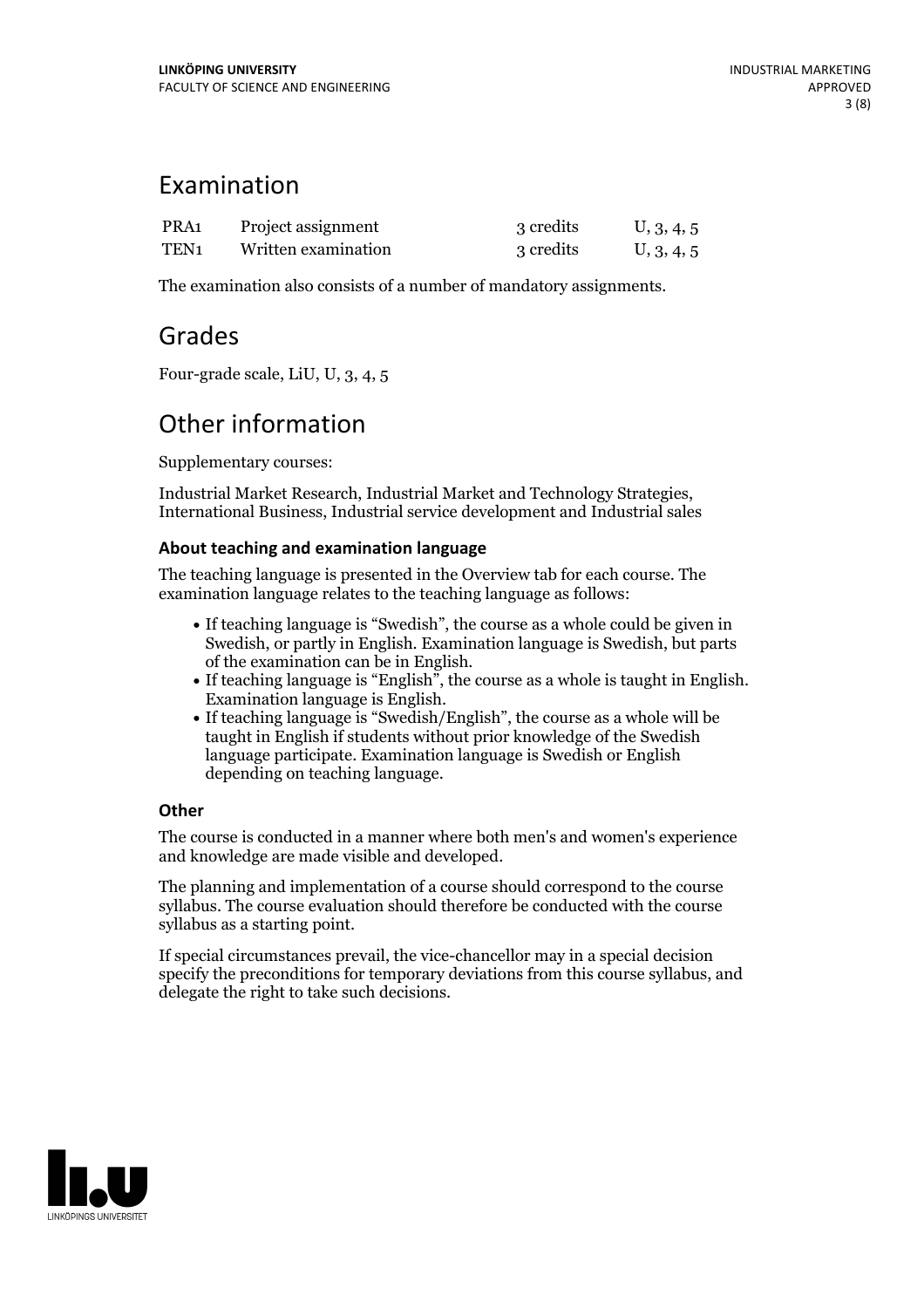## Examination

| | | | |
|---|---|---|---|
| PRA1 | Project assignment | 3 credits | U, 3, 4, 5 |
| TEN1 | Written examination | 3 credits | U, 3, 4, 5 |

The examination also consists of a number of mandatory assignments.

## Grades

Four-grade scale, LiU, U, 3, 4, 5

## Other information

Supplementary courses:

Industrial Market Research, Industrial Market and Technology Strategies, International Business, Industrial service development and Industrial sales

### About teaching and examination language

The teaching language is presented in the Overview tab for each course. The examination language relates to the teaching language as follows:

- If teaching language is "Swedish", the course as a whole could be given in Swedish, or partly in English. Examination language is Swedish, but parts of the examination can be in English.
- If teaching language is "English", the course as a whole is taught in English. Examination language is English.
- If teaching language is "Swedish/English", the course as a whole will be taught in English if students without prior knowledge of the Swedish language participate. Examination language is Swedish or English depending on teaching language.

### Other

The course is conducted in a manner where both men's and women's experience and knowledge are made visible and developed.

The planning and implementation of a course should correspond to the course syllabus. The course evaluation should therefore be conducted with the course syllabus as a starting point.

If special circumstances prevail, the vice-chancellor may in a special decision specify the preconditions for temporary deviations from this course syllabus, and delegate the right to take such decisions.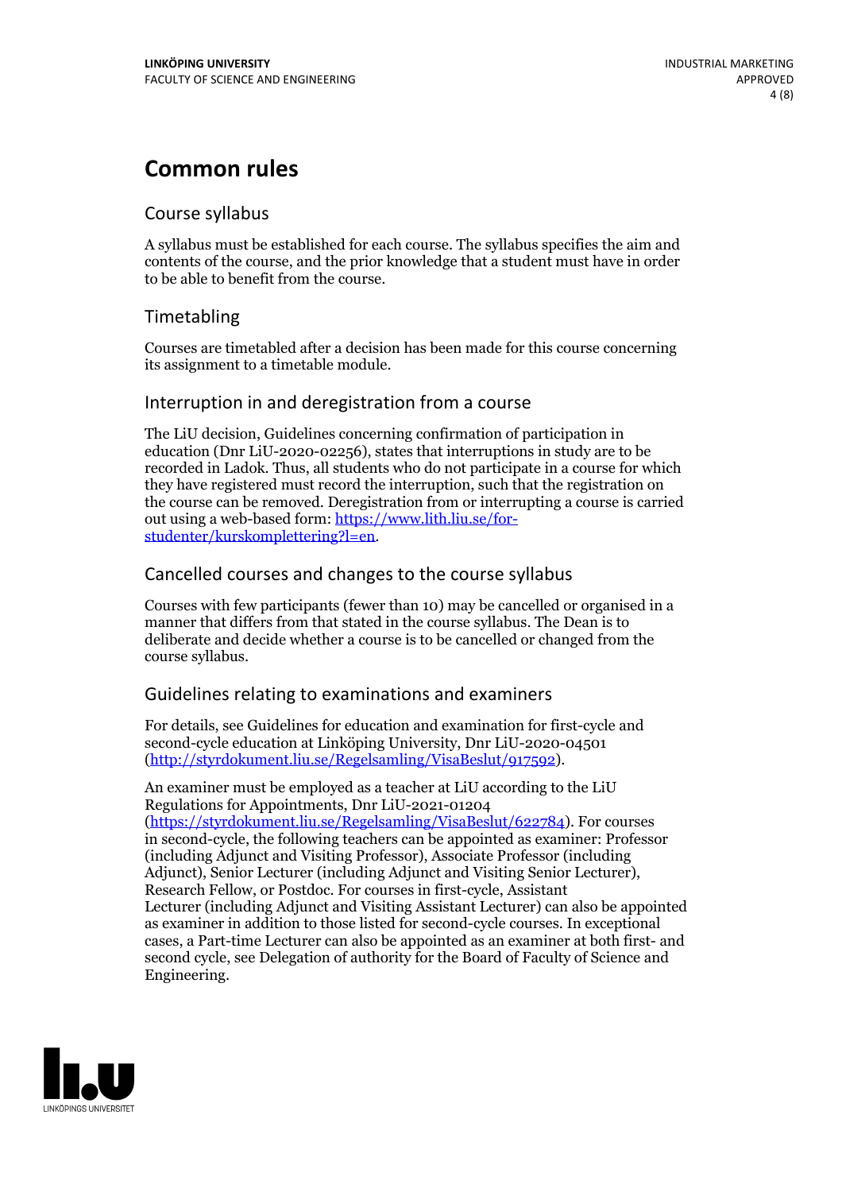# Common rules

## Course syllabus

A syllabus must be established for each course. The syllabus specifies the aim and contents of the course, and the prior knowledge that a student must have in order to be able to benefit from the course.

## Timetabling

Courses are timetabled after a decision has been made for this course concerning its assignment to a timetable module.

## Interruption in and deregistration from a course

The LiU decision, Guidelines concerning confirmation of participation in education (Dnr LiU-2020-02256), states that interruptions in study are to be recorded in Ladok. Thus, all students who do not participate in a course for which they have registered must record the interruption, such that the registration on the course can be removed. Deregistration from or interrupting a course is carried out using a web-based form: [https://www.lith.liu.se/for-studenter/kurskomplettering?l=en](https://www.lith.liu.se/for-studenter/kurskomplettering?l=en).

## Cancelled courses and changes to the course syllabus

Courses with few participants (fewer than 10) may be cancelled or organised in a manner that differs from that stated in the course syllabus. The Dean is to deliberate and decide whether a course is to be cancelled or changed from the course syllabus.

## Guidelines relating to examinations and examiners

For details, see Guidelines for education and examination for first-cycle and second-cycle education at Linköping University, Dnr LiU-2020-04501 ([http://styrdokument.liu.se/Regelsamling/VisaBeslut/917592](http://styrdokument.liu.se/Regelsamling/VisaBeslut/917592)).

An examiner must be employed as a teacher at LiU according to the LiU Regulations for Appointments, Dnr LiU-2021-01204 ([https://styrdokument.liu.se/Regelsamling/VisaBeslut/622784](https://styrdokument.liu.se/Regelsamling/VisaBeslut/622784)). For courses in second-cycle, the following teachers can be appointed as examiner: Professor (including Adjunct and Visiting Professor), Associate Professor (including Adjunct), Senior Lecturer (including Adjunct and Visiting Senior Lecturer), Research Fellow, or Postdoc. For courses in first-cycle, Assistant Lecturer (including Adjunct and Visiting Assistant Lecturer) can also be appointed as examiner in addition to those listed for second-cycle courses. In exceptional cases, a Part-time Lecturer can also be appointed as an examiner at both first- and second cycle, see Delegation of authority for the Board of Faculty of Science and Engineering.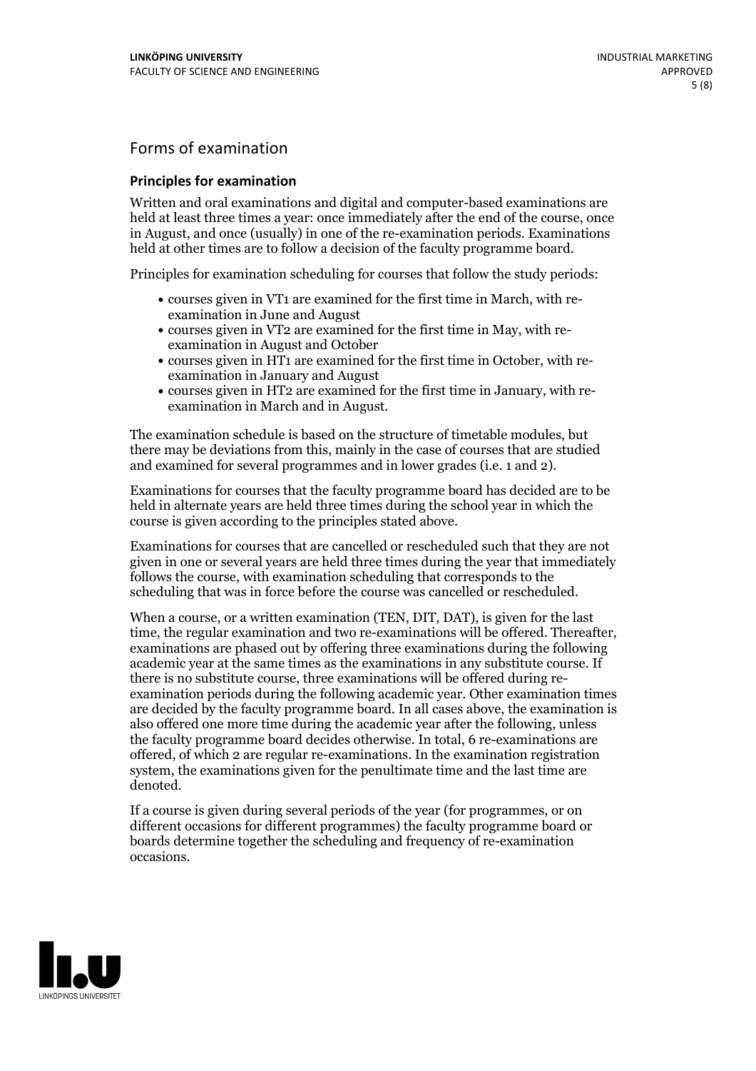## Forms of examination

### Principles for examination

Written and oral examinations and digital and computer-based examinations are held at least three times a year: once immediately after the end of the course, once in August, and once (usually) in one of the re-examination periods. Examinations held at other times are to follow a decision of the faculty programme board.

Principles for examination scheduling for courses that follow the study periods:

- courses given in VT1 are examined for the first time in March, with re-examination in June and August
- courses given in VT2 are examined for the first time in May, with re-examination in August and October
- courses given in HT1 are examined for the first time in October, with re-examination in January and August
- courses given in HT2 are examined for the first time in January, with re-examination in March and in August.

The examination schedule is based on the structure of timetable modules, but there may be deviations from this, mainly in the case of courses that are studied and examined for several programmes and in lower grades (i.e. 1 and 2).

Examinations for courses that the faculty programme board has decided are to be held in alternate years are held three times during the school year in which the course is given according to the principles stated above.

Examinations for courses that are cancelled or rescheduled such that they are not given in one or several years are held three times during the year that immediately follows the course, with examination scheduling that corresponds to the scheduling that was in force before the course was cancelled or rescheduled.

When a course, or a written examination (TEN, DIT, DAT), is given for the last time, the regular examination and two re-examinations will be offered. Thereafter, examinations are phased out by offering three examinations during the following academic year at the same times as the examinations in any substitute course. If there is no substitute course, three examinations will be offered during re-examination periods during the following academic year. Other examination times are decided by the faculty programme board. In all cases above, the examination is also offered one more time during the academic year after the following, unless the faculty programme board decides otherwise. In total, 6 re-examinations are offered, of which 2 are regular re-examinations. In the examination registration system, the examinations given for the penultimate time and the last time are denoted.

If a course is given during several periods of the year (for programmes, or on different occasions for different programmes) the faculty programme board or boards determine together the scheduling and frequency of re-examination occasions.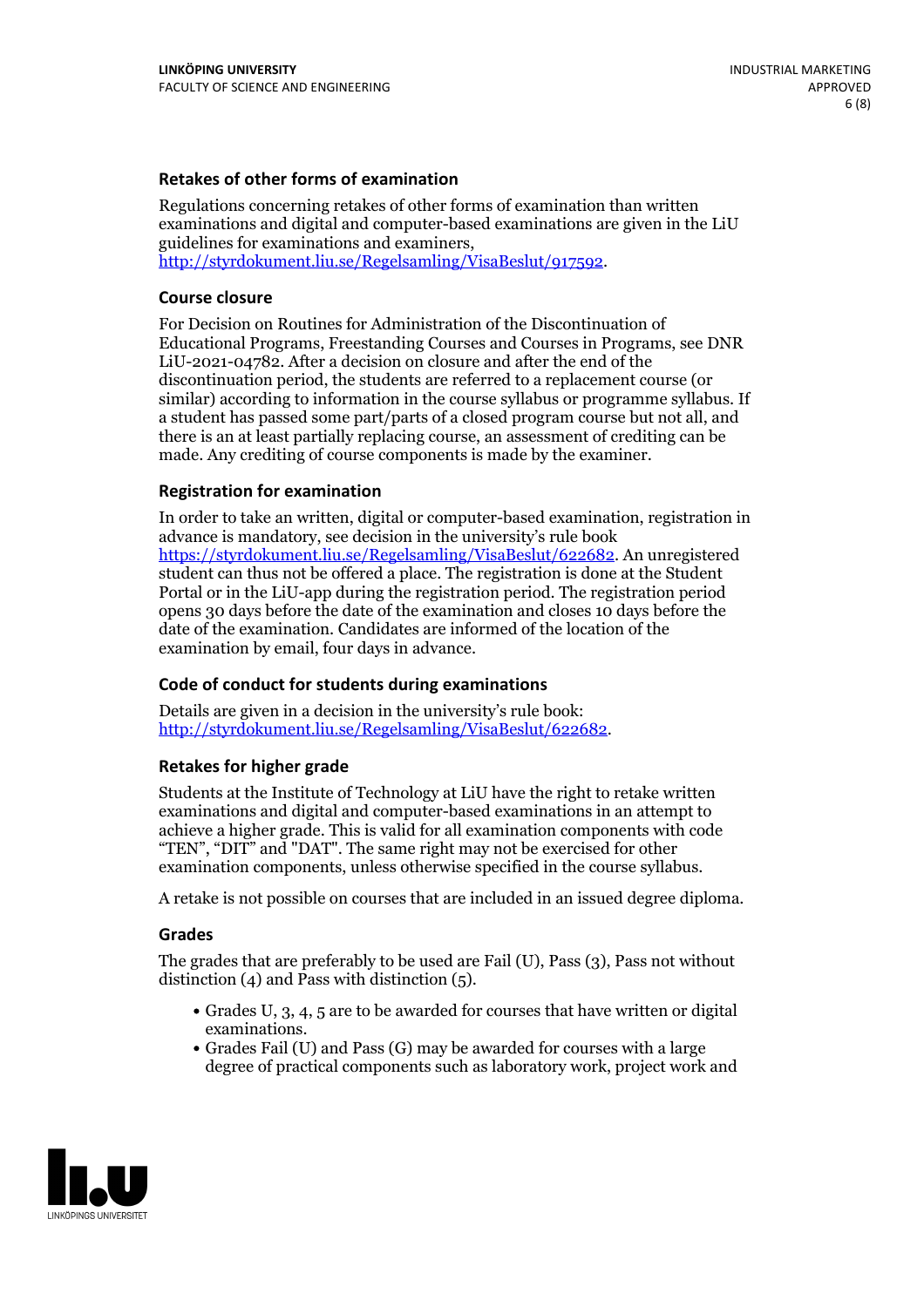### Retakes of other forms of examination

Regulations concerning retakes of other forms of examination than written examinations and digital and computer-based examinations are given in the LiU guidelines for examinations and examiners, http://styrdokument.liu.se/Regelsamling/VisaBeslut/917592.

### Course closure

For Decision on Routines for Administration of the Discontinuation of Educational Programs, Freestanding Courses and Courses in Programs, see DNR LiU-2021-04782. After a decision on closure and after the end of the discontinuation period, the students are referred to a replacement course (or similar) according to information in the course syllabus or programme syllabus. If a student has passed some part/parts of a closed program course but not all, and there is an at least partially replacing course, an assessment of crediting can be made. Any crediting of course components is made by the examiner.

### Registration for examination

In order to take an written, digital or computer-based examination, registration in advance is mandatory, see decision in the university's rule book https://styrdokument.liu.se/Regelsamling/VisaBeslut/622682. An unregistered student can thus not be offered a place. The registration is done at the Student Portal or in the LiU-app during the registration period. The registration period opens 30 days before the date of the examination and closes 10 days before the date of the examination. Candidates are informed of the location of the examination by email, four days in advance.

### Code of conduct for students during examinations

Details are given in a decision in the university's rule book: http://styrdokument.liu.se/Regelsamling/VisaBeslut/622682.

### Retakes for higher grade

Students at the Institute of Technology at LiU have the right to retake written examinations and digital and computer-based examinations in an attempt to achieve a higher grade. This is valid for all examination components with code "TEN", "DIT" and "DAT". The same right may not be exercised for other examination components, unless otherwise specified in the course syllabus.

A retake is not possible on courses that are included in an issued degree diploma.

### Grades

The grades that are preferably to be used are Fail (U), Pass (3), Pass not without distinction (4) and Pass with distinction (5).

- Grades U, 3, 4, 5 are to be awarded for courses that have written or digital examinations.
- Grades Fail (U) and Pass (G) may be awarded for courses with a large degree of practical components such as laboratory work, project work and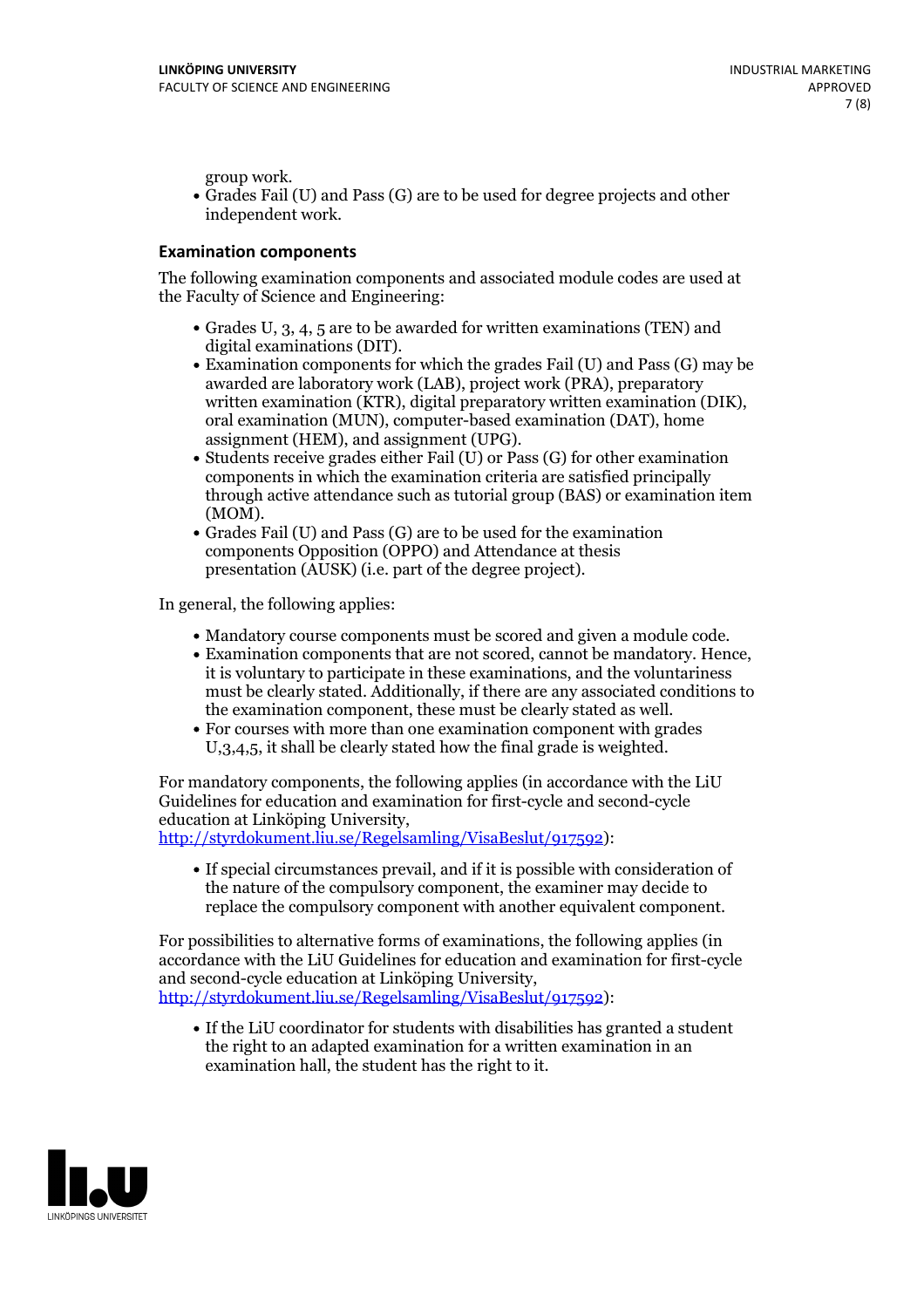group work.

- Grades Fail (U) and Pass (G) are to be used for degree projects and other independent work.

### Examination components

The following examination components and associated module codes are used at the Faculty of Science and Engineering:

- Grades U, 3, 4, 5 are to be awarded for written examinations (TEN) and digital examinations (DIT).
- Examination components for which the grades Fail (U) and Pass (G) may be awarded are laboratory work (LAB), project work (PRA), preparatory written examination (KTR), digital preparatory written examination (DIK), oral examination (MUN), computer-based examination (DAT), home assignment (HEM), and assignment (UPG).
- Students receive grades either Fail (U) or Pass (G) for other examination components in which the examination criteria are satisfied principally through active attendance such as tutorial group (BAS) or examination item (MOM).
- Grades Fail (U) and Pass (G) are to be used for the examination components Opposition (OPPO) and Attendance at thesis presentation (AUSK) (i.e. part of the degree project).

In general, the following applies:

- Mandatory course components must be scored and given a module code.
- Examination components that are not scored, cannot be mandatory. Hence, it is voluntary to participate in these examinations, and the voluntariness must be clearly stated. Additionally, if there are any associated conditions to the examination component, these must be clearly stated as well.
- For courses with more than one examination component with grades U,3,4,5, it shall be clearly stated how the final grade is weighted.

For mandatory components, the following applies (in accordance with the LiU Guidelines for education and examination for first-cycle and second-cycle education at Linköping University, http://styrdokument.liu.se/Regelsamling/VisaBeslut/917592):

- If special circumstances prevail, and if it is possible with consideration of the nature of the compulsory component, the examiner may decide to replace the compulsory component with another equivalent component.

For possibilities to alternative forms of examinations, the following applies (in accordance with the LiU Guidelines for education and examination for first-cycle and second-cycle education at Linköping University, http://styrdokument.liu.se/Regelsamling/VisaBeslut/917592):

- If the LiU coordinator for students with disabilities has granted a student the right to an adapted examination for a written examination in an examination hall, the student has the right to it.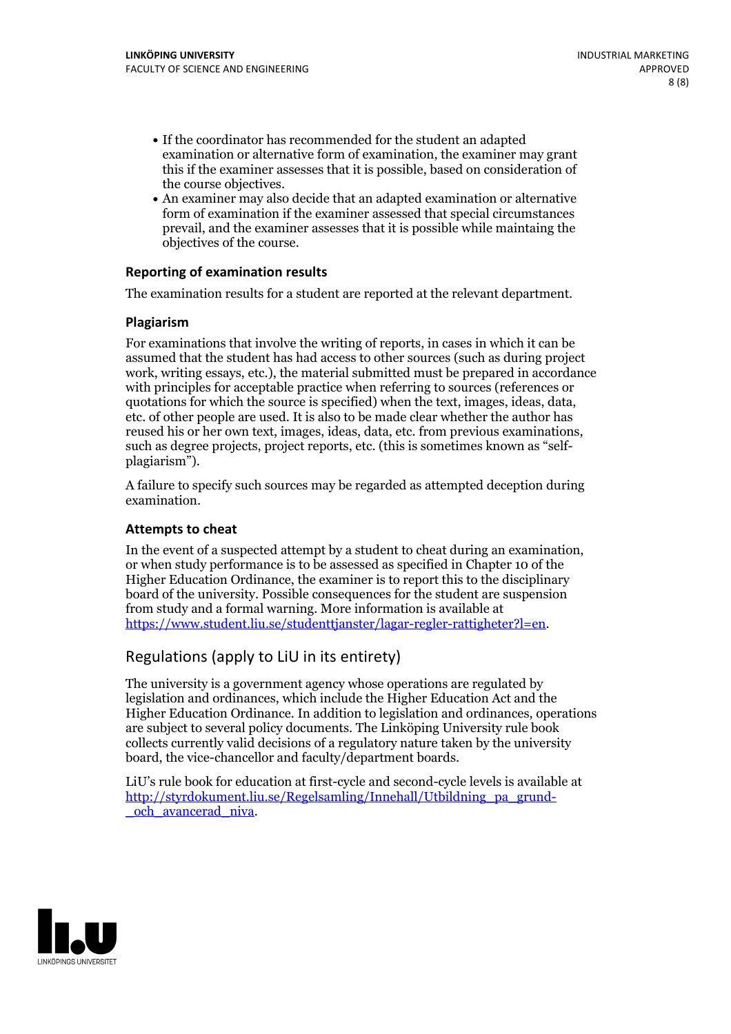- If the coordinator has recommended for the student an adapted examination or alternative form of examination, the examiner may grant this if the examiner assesses that it is possible, based on consideration of the course objectives.
- An examiner may also decide that an adapted examination or alternative form of examination if the examiner assessed that special circumstances prevail, and the examiner assesses that it is possible while maintaing the objectives of the course.

### Reporting of examination results

The examination results for a student are reported at the relevant department.

### Plagiarism

For examinations that involve the writing of reports, in cases in which it can be assumed that the student has had access to other sources (such as during project work, writing essays, etc.), the material submitted must be prepared in accordance with principles for acceptable practice when referring to sources (references or quotations for which the source is specified) when the text, images, ideas, data, etc. of other people are used. It is also to be made clear whether the author has reused his or her own text, images, ideas, data, etc. from previous examinations, such as degree projects, project reports, etc. (this is sometimes known as "self-plagiarism").

A failure to specify such sources may be regarded as attempted deception during examination.

### Attempts to cheat

In the event of a suspected attempt by a student to cheat during an examination, or when study performance is to be assessed as specified in Chapter 10 of the Higher Education Ordinance, the examiner is to report this to the disciplinary board of the university. Possible consequences for the student are suspension from study and a formal warning. More information is available at https://www.student.liu.se/studenttjanster/lagar-regler-rattigheter?l=en.

## Regulations (apply to LiU in its entirety)

The university is a government agency whose operations are regulated by legislation and ordinances, which include the Higher Education Act and the Higher Education Ordinance. In addition to legislation and ordinances, operations are subject to several policy documents. The Linköping University rule book collects currently valid decisions of a regulatory nature taken by the university board, the vice-chancellor and faculty/department boards.

LiU's rule book for education at first-cycle and second-cycle levels is available at http://styrdokument.liu.se/Regelsamling/Innehall/Utbildning_pa_grund-_och_avancerad_niva.